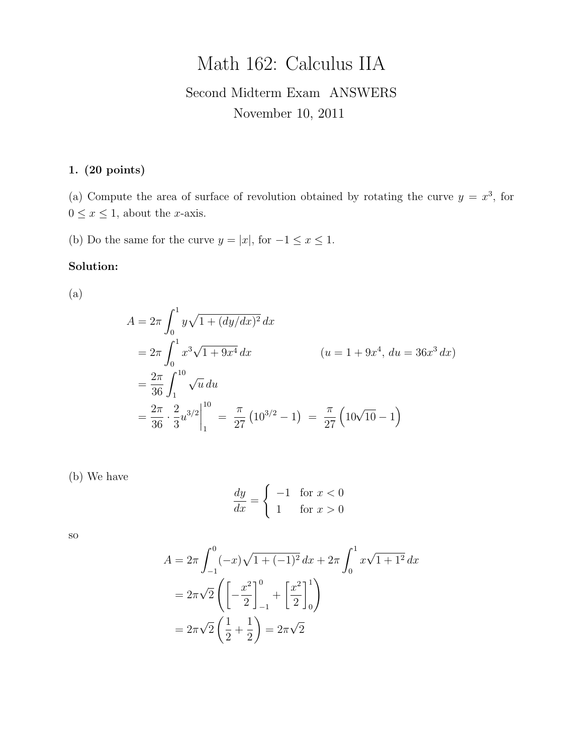# Math 162: Calculus IIA

Second Midterm Exam ANSWERS

November 10, 2011

**1. (20 points)**

(a) Compute the area of surface of revolution obtained by rotating the curve $y = x^3$, for $0 \le x \le 1$, about the $x$-axis.

(b) Do the same for the curve $y = |x|$, for $-1 \le x \le 1$.

**Solution:**

(a)

$$
\begin{aligned}
A &= 2\pi \int_0^1 y\sqrt{1 + (dy/dx)^2}\,dx \\
&= 2\pi \int_0^1 x^3\sqrt{1 + 9x^4}\,dx \qquad\qquad (u = 1 + 9x^4,\ du = 36x^3\,dx) \\
&= \frac{2\pi}{36}\int_1^{10} \sqrt{u}\,du \\
&= \frac{2\pi}{36}\cdot\frac{2}{3}u^{3/2}\Big|_1^{10} \;=\; \frac{\pi}{27}\left(10^{3/2} - 1\right) \;=\; \frac{\pi}{27}\left(10\sqrt{10} - 1\right)
\end{aligned}
$$

(b) We have

$$
\frac{dy}{dx} = \begin{cases} -1 & \text{for } x < 0 \\ 1 & \text{for } x > 0 \end{cases}
$$

so

$$
\begin{aligned}
A &= 2\pi \int_{-1}^0 (-x)\sqrt{1 + (-1)^2}\,dx + 2\pi \int_0^1 x\sqrt{1 + 1^2}\,dx \\
&= 2\pi\sqrt{2}\left(\left[-\frac{x^2}{2}\right]_{-1}^0 + \left[\frac{x^2}{2}\right]_0^1\right) \\
&= 2\pi\sqrt{2}\left(\frac{1}{2} + \frac{1}{2}\right) = 2\pi\sqrt{2}
\end{aligned}
$$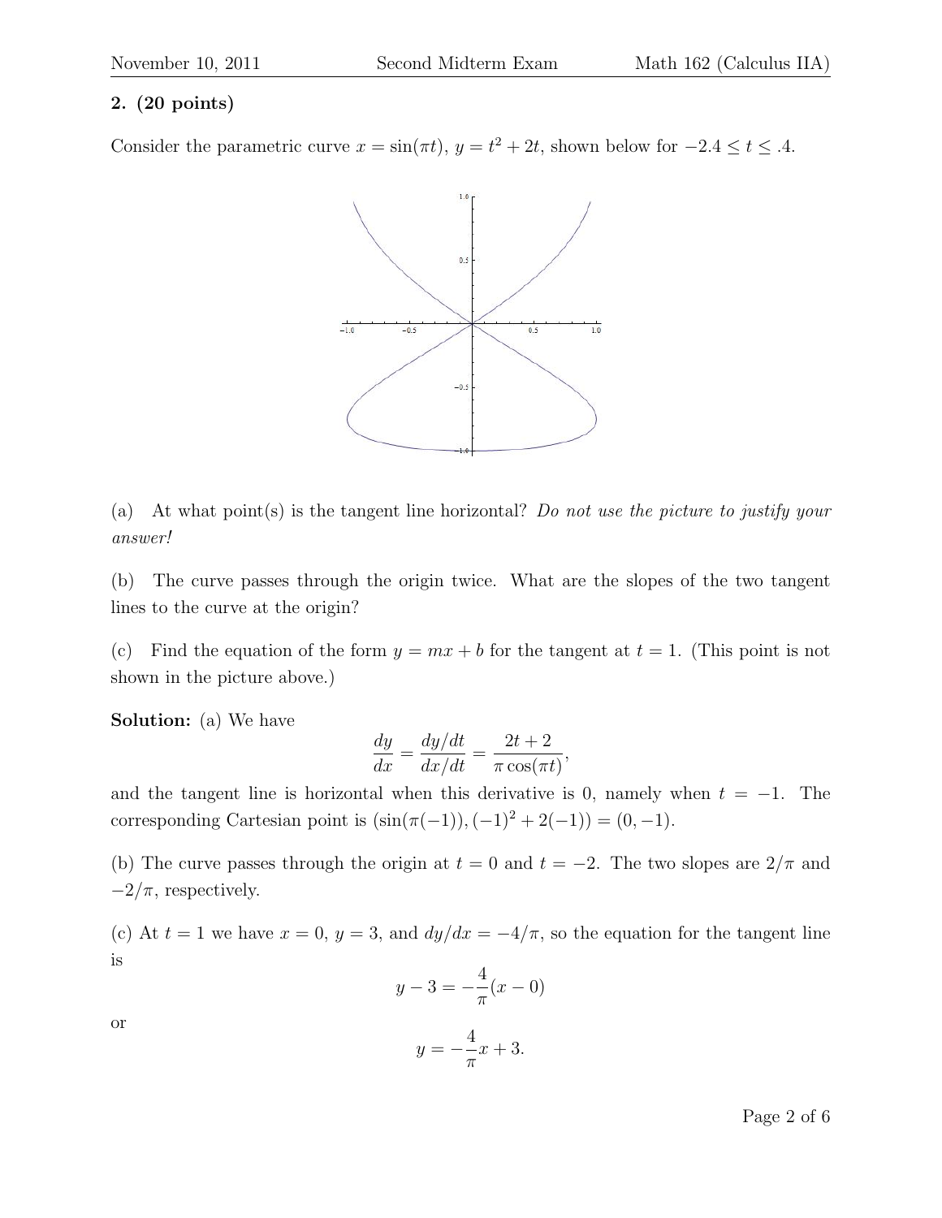**2. (20 points)**

Consider the parametric curve $x = \sin(\pi t)$, $y = t^2 + 2t$, shown below for $-2.4 \le t \le .4$.

(a) At what point(s) is the tangent line horizontal? *Do not use the picture to justify your answer!*

(b) The curve passes through the origin twice. What are the slopes of the two tangent lines to the curve at the origin?

(c) Find the equation of the form $y = mx + b$ for the tangent at $t = 1$. (This point is not shown in the picture above.)

**Solution:** (a) We have

$$\frac{dy}{dx} = \frac{dy/dt}{dx/dt} = \frac{2t+2}{\pi \cos(\pi t)},$$

and the tangent line is horizontal when this derivative is 0, namely when $t = -1$. The corresponding Cartesian point is $(\sin(\pi(-1)), (-1)^2 + 2(-1)) = (0, -1)$.

(b) The curve passes through the origin at $t = 0$ and $t = -2$. The two slopes are $2/\pi$ and $-2/\pi$, respectively.

(c) At $t = 1$ we have $x = 0$, $y = 3$, and $dy/dx = -4/\pi$, so the equation for the tangent line is

$$y - 3 = -\frac{4}{\pi}(x - 0)$$

or

$$y = -\frac{4}{\pi}x + 3.$$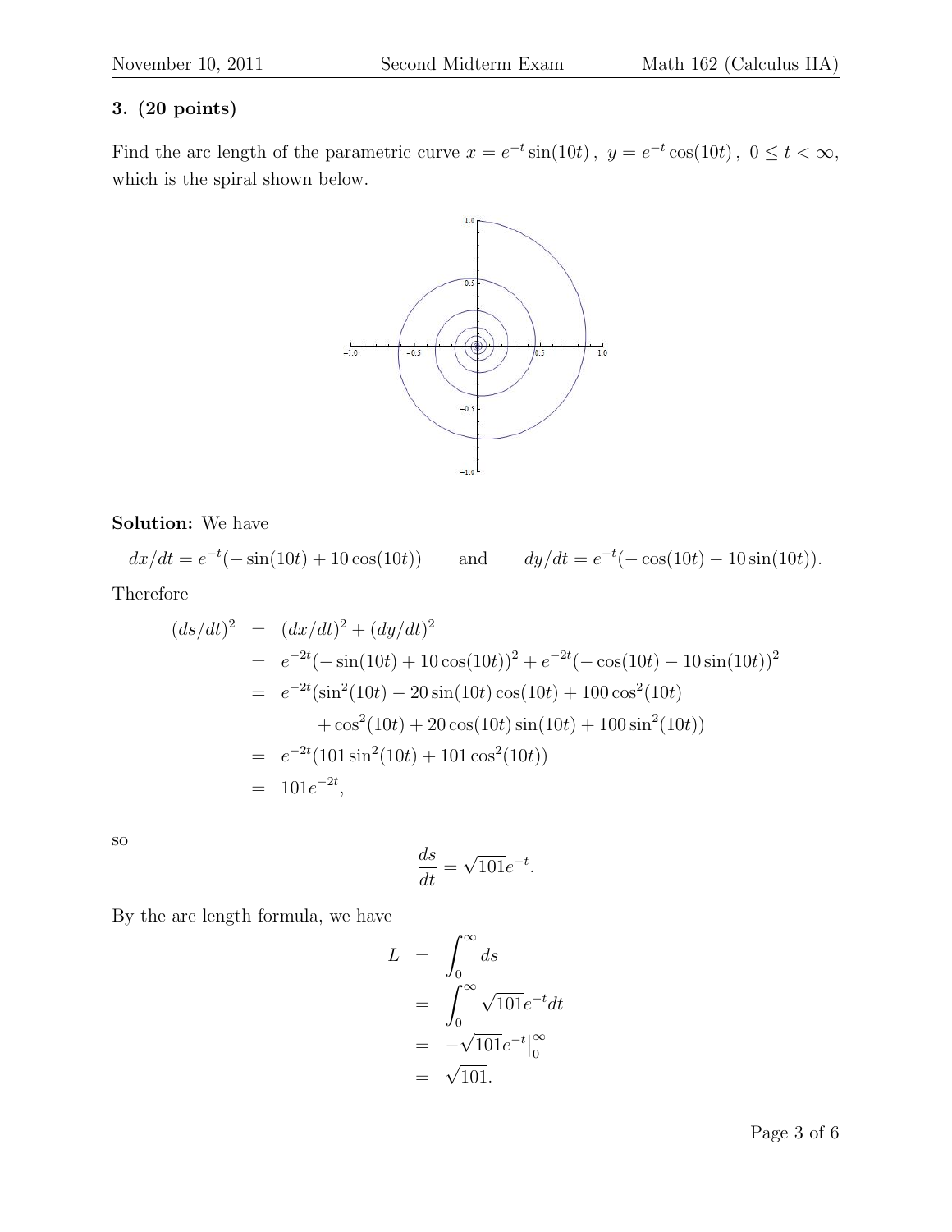**3. (20 points)**

Find the arc length of the parametric curve $x = e^{-t}\sin(10t)$, $y = e^{-t}\cos(10t)$, $0 \le t < \infty$, which is the spiral shown below.

**Solution:** We have

$$dx/dt = e^{-t}(-\sin(10t) + 10\cos(10t)) \qquad \text{and} \qquad dy/dt = e^{-t}(-\cos(10t) - 10\sin(10t)).$$

Therefore

$$
\begin{aligned}
(ds/dt)^2 &= (dx/dt)^2 + (dy/dt)^2 \\
&= e^{-2t}(-\sin(10t) + 10\cos(10t))^2 + e^{-2t}(-\cos(10t) - 10\sin(10t))^2 \\
&= e^{-2t}(\sin^2(10t) - 20\sin(10t)\cos(10t) + 100\cos^2(10t) \\
&\qquad + \cos^2(10t) + 20\cos(10t)\sin(10t) + 100\sin^2(10t)) \\
&= e^{-2t}(101\sin^2(10t) + 101\cos^2(10t)) \\
&= 101e^{-2t},
\end{aligned}
$$

so

$$\frac{ds}{dt} = \sqrt{101}e^{-t}.$$

By the arc length formula, we have

$$
\begin{aligned}
L &= \int_0^\infty ds \\
&= \int_0^\infty \sqrt{101}e^{-t}dt \\
&= -\sqrt{101}e^{-t}\Big|_0^\infty \\
&= \sqrt{101}.
\end{aligned}
$$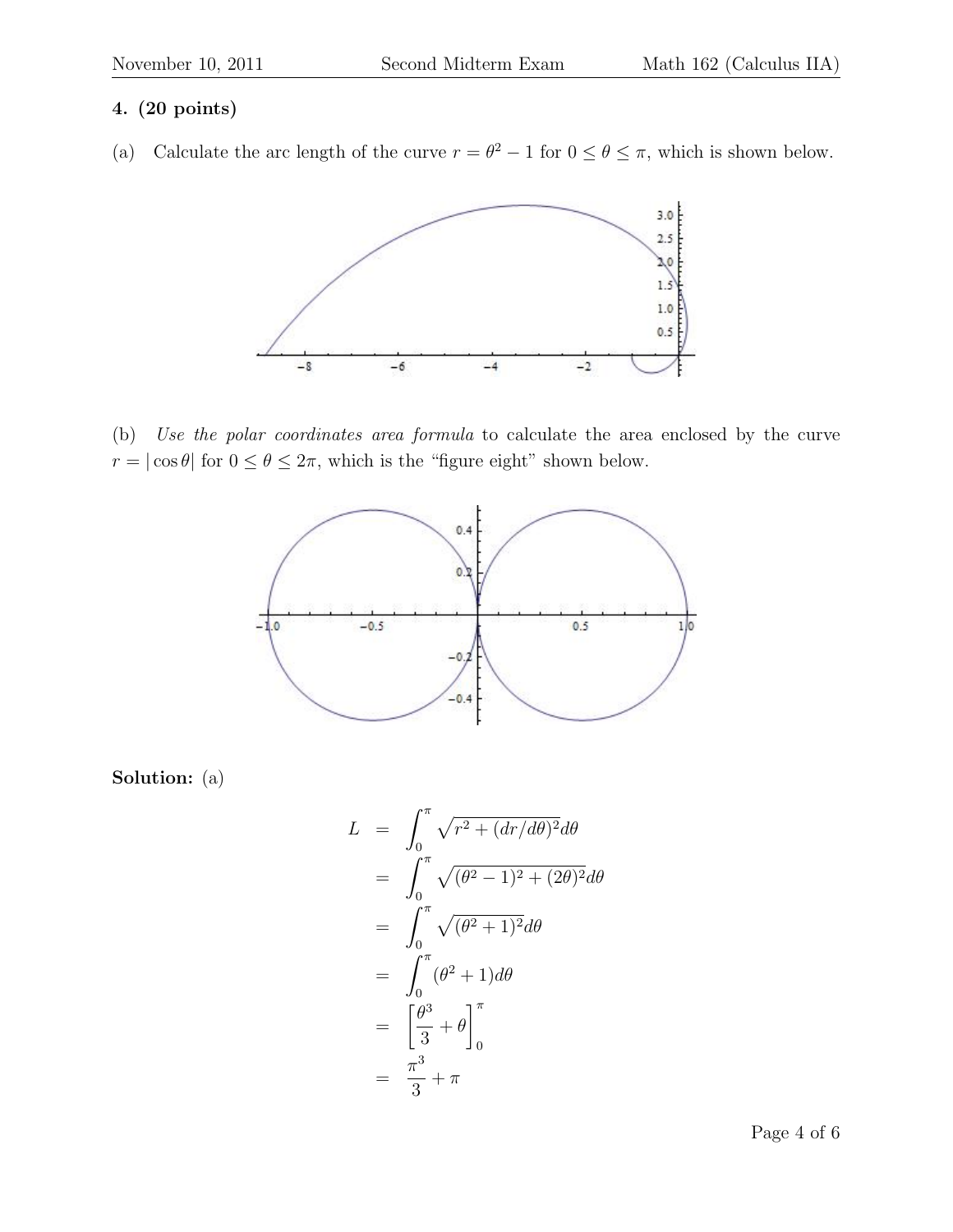**4. (20 points)**

(a) Calculate the arc length of the curve $r = \theta^2 - 1$ for $0 \le \theta \le \pi$, which is shown below.

(b) *Use the polar coordinates area formula* to calculate the area enclosed by the curve $r = |\cos\theta|$ for $0 \le \theta \le 2\pi$, which is the "figure eight" shown below.

**Solution:** (a)

$$
\begin{aligned}
L &= \int_0^{\pi} \sqrt{r^2 + (dr/d\theta)^2}\,d\theta \\
&= \int_0^{\pi} \sqrt{(\theta^2 - 1)^2 + (2\theta)^2}\,d\theta \\
&= \int_0^{\pi} \sqrt{(\theta^2 + 1)^2}\,d\theta \\
&= \int_0^{\pi} (\theta^2 + 1)\,d\theta \\
&= \left[\frac{\theta^3}{3} + \theta\right]_0^{\pi} \\
&= \frac{\pi^3}{3} + \pi
\end{aligned}
$$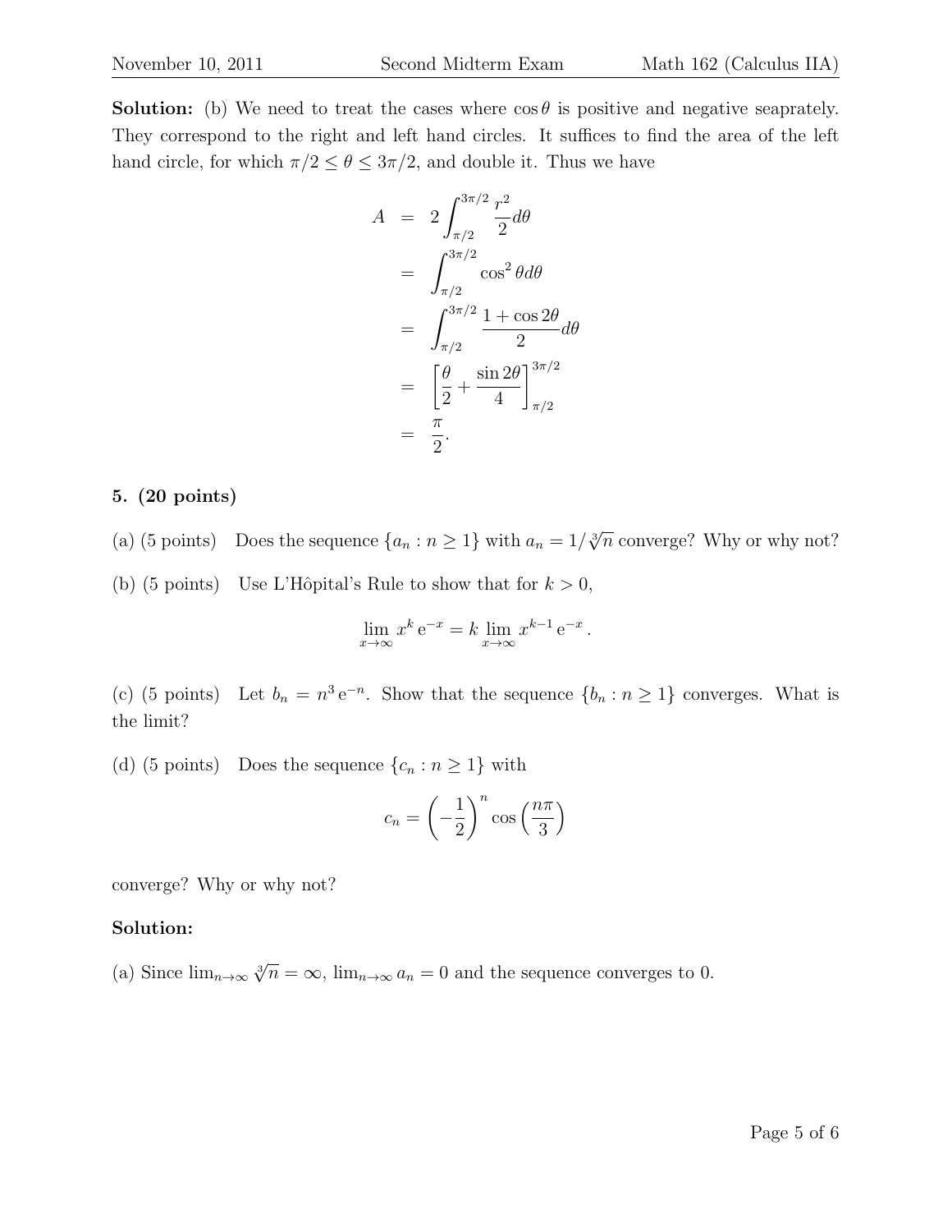**Solution:** (b) We need to treat the cases where $\cos\theta$ is positive and negative seaprately. They correspond to the right and left hand circles. It suffices to find the area of the left hand circle, for which $\pi/2 \le \theta \le 3\pi/2$, and double it. Thus we have

$$
\begin{aligned}
A &= 2\int_{\pi/2}^{3\pi/2} \frac{r^2}{2} d\theta \\
&= \int_{\pi/2}^{3\pi/2} \cos^2\theta d\theta \\
&= \int_{\pi/2}^{3\pi/2} \frac{1+\cos 2\theta}{2} d\theta \\
&= \left[\frac{\theta}{2} + \frac{\sin 2\theta}{4}\right]_{\pi/2}^{3\pi/2} \\
&= \frac{\pi}{2}.
\end{aligned}
$$

**5. (20 points)**

(a) (5 points) Does the sequence $\{a_n : n \ge 1\}$ with $a_n = 1/\sqrt[3]{n}$ converge? Why or why not?

(b) (5 points) Use L'Hôpital's Rule to show that for $k > 0$,

$$\lim_{x\to\infty} x^k \, \mathrm{e}^{-x} = k \lim_{x\to\infty} x^{k-1} \, \mathrm{e}^{-x} \, .$$

(c) (5 points) Let $b_n = n^3 \, \mathrm{e}^{-n}$. Show that the sequence $\{b_n : n \ge 1\}$ converges. What is the limit?

(d) (5 points) Does the sequence $\{c_n : n \ge 1\}$ with

$$c_n = \left(-\frac{1}{2}\right)^n \cos\left(\frac{n\pi}{3}\right)$$

converge? Why or why not?

**Solution:**

(a) Since $\lim_{n\to\infty} \sqrt[3]{n} = \infty$, $\lim_{n\to\infty} a_n = 0$ and the sequence converges to 0.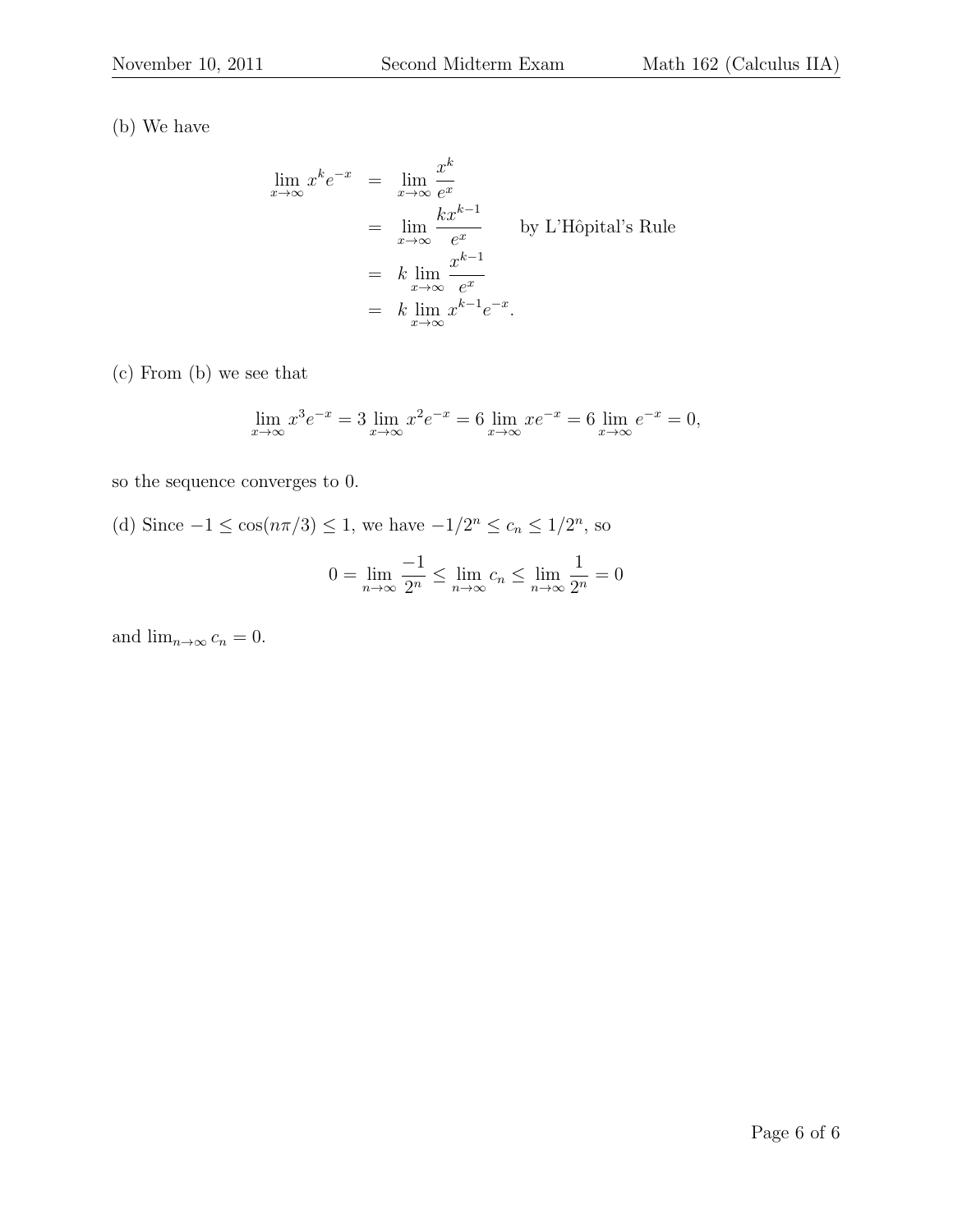(b) We have

$$\begin{aligned}
\lim_{x\to\infty} x^k e^{-x} &= \lim_{x\to\infty} \frac{x^k}{e^x} \\
&= \lim_{x\to\infty} \frac{kx^{k-1}}{e^x} \qquad \text{by L'Hôpital's Rule} \\
&= k \lim_{x\to\infty} \frac{x^{k-1}}{e^x} \\
&= k \lim_{x\to\infty} x^{k-1}e^{-x}.
\end{aligned}$$

(c) From (b) we see that

$$\lim_{x\to\infty} x^3 e^{-x} = 3 \lim_{x\to\infty} x^2 e^{-x} = 6 \lim_{x\to\infty} x e^{-x} = 6 \lim_{x\to\infty} e^{-x} = 0,$$

so the sequence converges to 0.

(d) Since $-1 \le \cos(n\pi/3) \le 1$, we have $-1/2^n \le c_n \le 1/2^n$, so

$$0 = \lim_{n\to\infty} \frac{-1}{2^n} \le \lim_{n\to\infty} c_n \le \lim_{n\to\infty} \frac{1}{2^n} = 0$$

and $\lim_{n\to\infty} c_n = 0$.